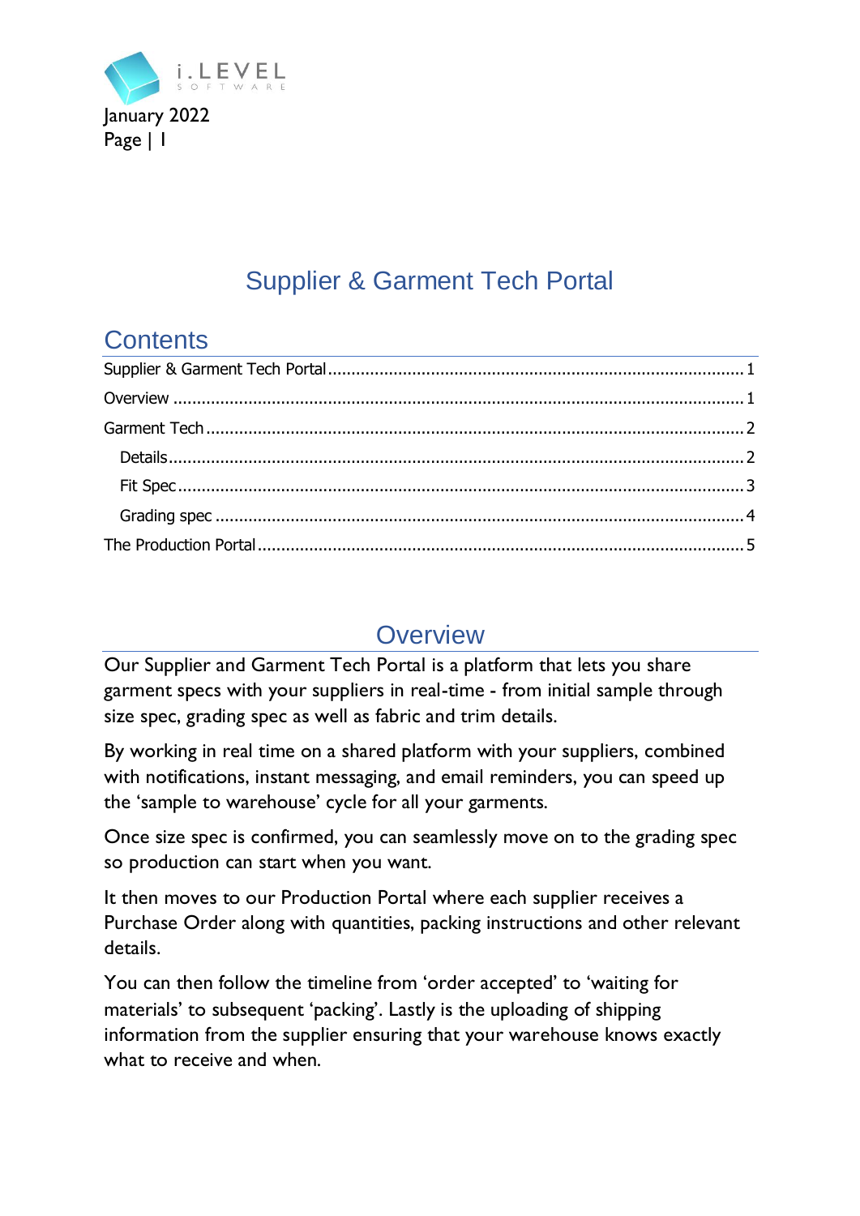# Supplier & Garment Tech Portal

## Contents

Supplier & Garment Tech Portal ........ 1
Overview ........ 1
Garment Tech ........ 2
- Details ........ 2
- Fit Spec ........ 3
- Grading spec ........ 4

The Production Portal ........ 5

## Overview

Our Supplier and Garment Tech Portal is a platform that lets you share garment specs with your suppliers in real-time - from initial sample through size spec, grading spec as well as fabric and trim details.

By working in real time on a shared platform with your suppliers, combined with notifications, instant messaging, and email reminders, you can speed up the 'sample to warehouse' cycle for all your garments.

Once size spec is confirmed, you can seamlessly move on to the grading spec so production can start when you want.

It then moves to our Production Portal where each supplier receives a Purchase Order along with quantities, packing instructions and other relevant details.

You can then follow the timeline from 'order accepted' to 'waiting for materials' to subsequent 'packing'. Lastly is the uploading of shipping information from the supplier ensuring that your warehouse knows exactly what to receive and when.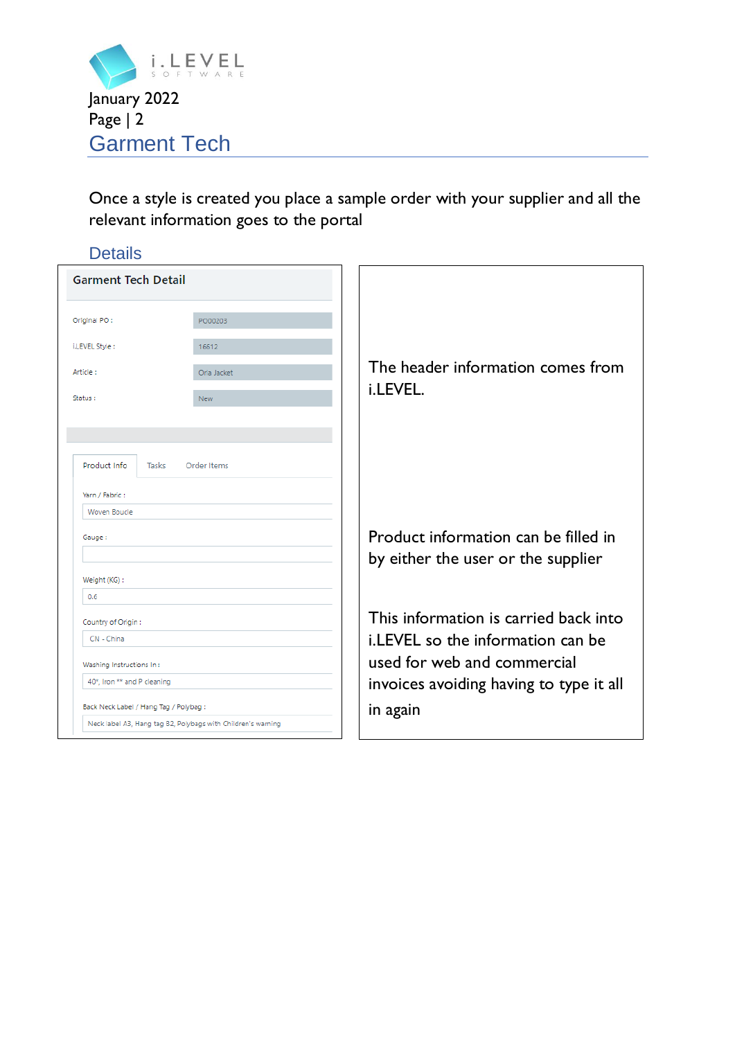# Garment Tech

Once a style is created you place a sample order with your supplier and all the relevant information goes to the portal

## Details

**Garment Tech Detail**

| | |
|---|---|
| Original PO : | PO00203 |
| i.LEVEL Style : | 16612 |
| Article : | Oria Jacket |
| Status : | New |

Product Info | Tasks | Order Items

Yarn / Fabric :
Woven Boucle

Gauge :

Weight (KG) :
0.6

Country of Origin :
CN - China

Washing Instructions In :
40°, Iron ** and P cleaning

Back Neck Label / Hang Tag / Polybag :
Neck label A3, Hang tag B2, Polybags with Children's warning

The header information comes from i.LEVEL.

Product information can be filled in by either the user or the supplier

This information is carried back into i.LEVEL so the information can be used for web and commercial invoices avoiding having to type it all in again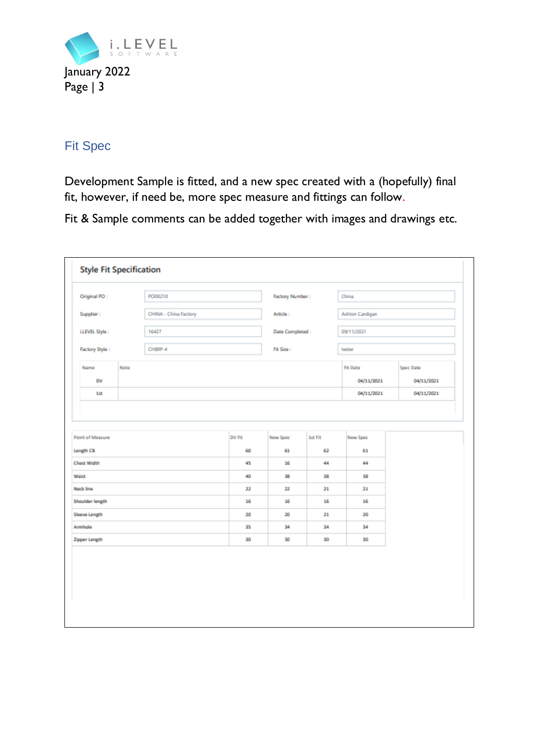## Fit Spec

Development Sample is fitted, and a new spec created with a (hopefully) final fit, however, if need be, more spec measure and fittings can follow.

Fit & Sample comments can be added together with images and drawings etc.

### Style Fit Specification

| | | | |
|---|---|---|---|
| Original PO : | PO00210 | Factory Number : | China |
| Supplier : | CHINA - China Factory | Article : | Ashton Cardigan |
| i.LEVEL Style : | 16427 | Date Completed : | 09/11/2021 |
| Factory Style : | CH89P-4 | Fit Size : | tester |

| Name | Note | Fit Date | Spec Date |
|---|---|---|---|
| DV | | 04/11/2021 | 04/11/2021 |
| 1st | | 04/11/2021 | 04/11/2021 |

| Point of Measure | DV Fit | New Spec | 1st Fit | New Spec |
|---|---|---|---|---|
| Length CB | 60 | 61 | 62 | 61 |
| Chest Width | 45 | 16 | 44 | 44 |
| Waist | 40 | 38 | 38 | 38 |
| Neck line | 22 | 22 | 21 | 21 |
| Shoulder length | 16 | 16 | 16 | 16 |
| Sleeve Length | 20 | 20 | 21 | 20 |
| Armhole | 35 | 34 | 34 | 34 |
| Zipper Length | 30 | 30 | 30 | 30 |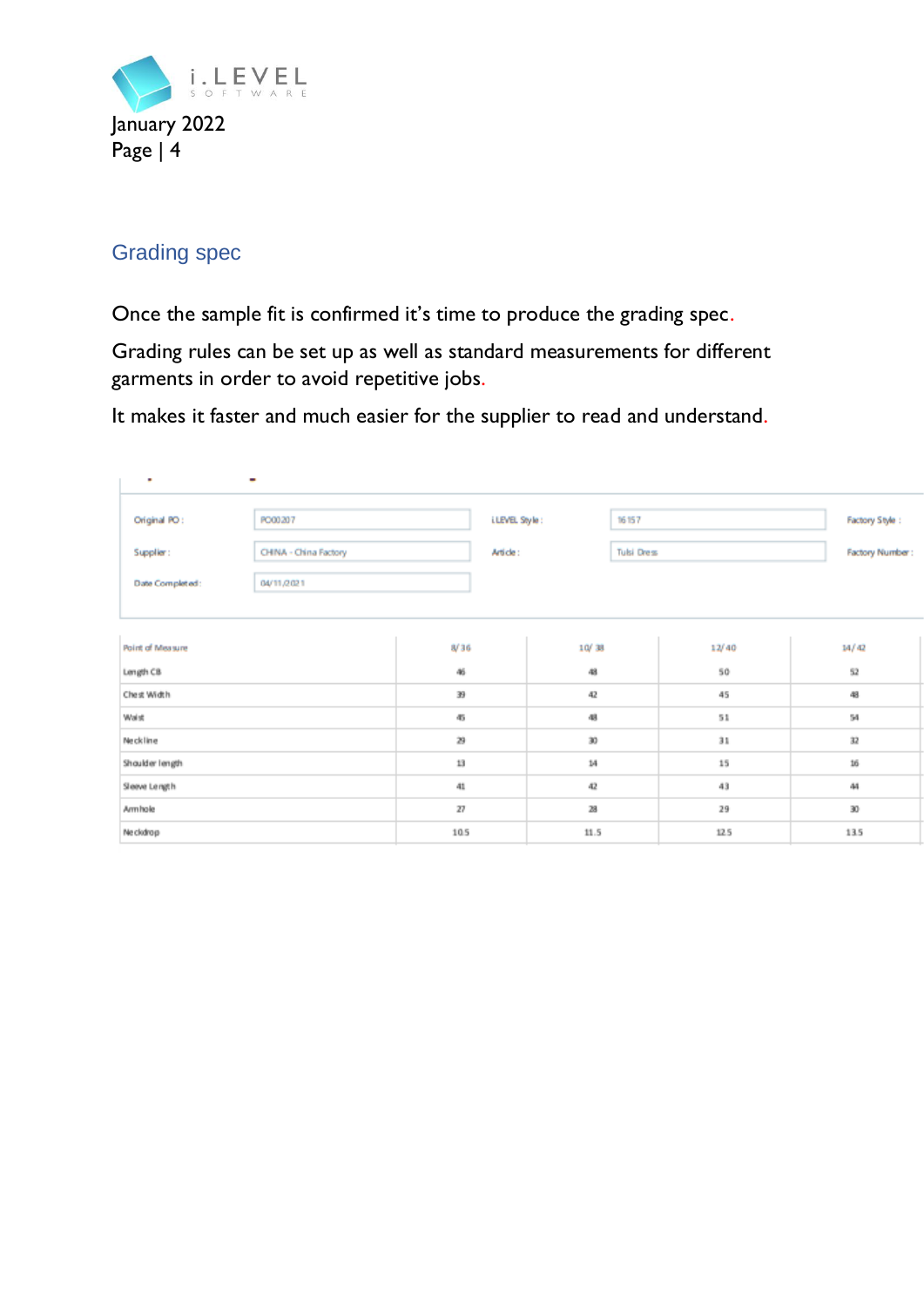## Grading spec

Once the sample fit is confirmed it's time to produce the grading spec.

Grading rules can be set up as well as standard measurements for different garments in order to avoid repetitive jobs.

It makes it faster and much easier for the supplier to read and understand.

| | | | | |
|---|---|---|---|---|
| Original PO : | PO00207 | i.LEVEL Style : | 16157 | Factory Style : |
| Supplier : | CHINA - China Factory | Article : | Tulsi Dress | Factory Number : |
| Date Completed : | 04/11/2021 | | | |

| Point of Measure | 8/36 | 10/38 | 12/40 | 14/42 |
|---|---|---|---|---|
| Length CB | 46 | 48 | 50 | 52 |
| Chest Width | 39 | 42 | 45 | 48 |
| Waist | 45 | 48 | 51 | 54 |
| Neckline | 29 | 30 | 31 | 32 |
| Shoulder length | 13 | 14 | 15 | 16 |
| Sleeve Length | 41 | 42 | 43 | 44 |
| Armhole | 27 | 28 | 29 | 30 |
| Neckdrop | 10.5 | 11.5 | 12.5 | 13.5 |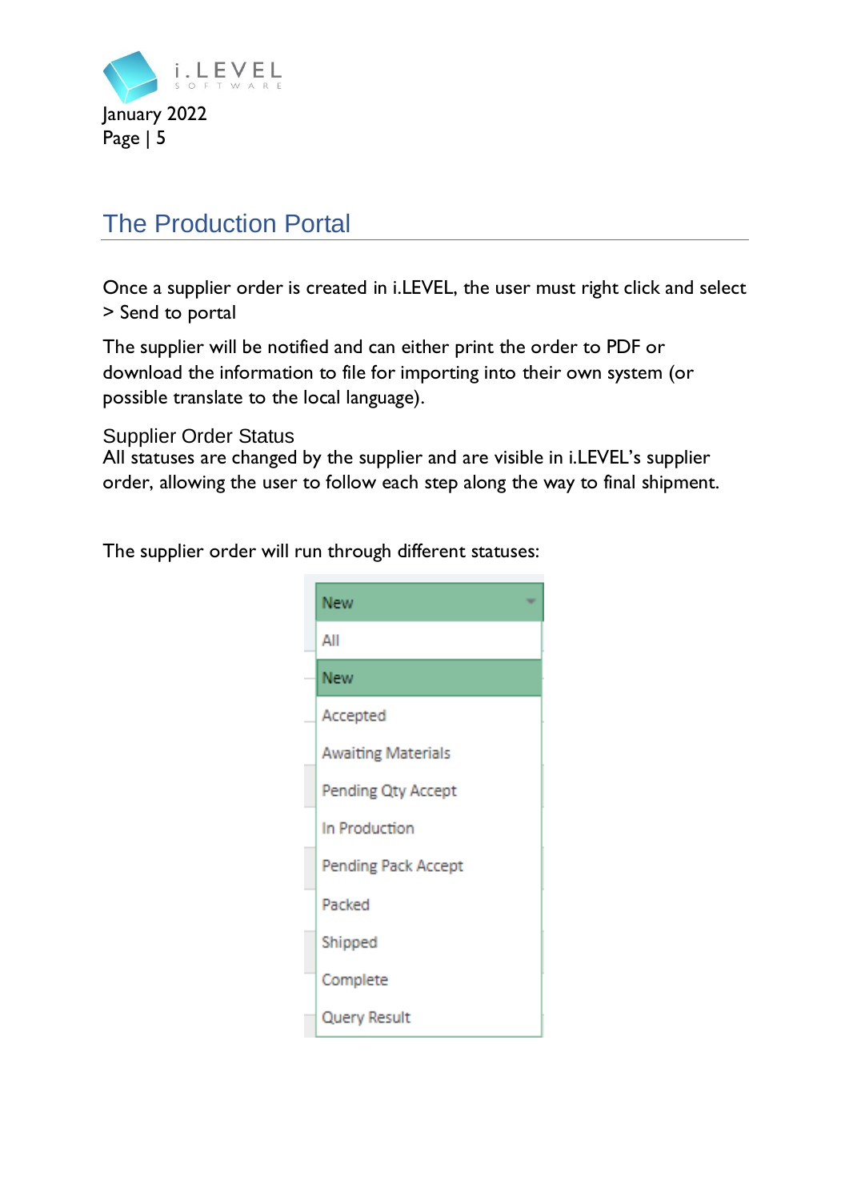## The Production Portal

Once a supplier order is created in i.LEVEL, the user must right click and select > Send to portal

The supplier will be notified and can either print the order to PDF or download the information to file for importing into their own system (or possible translate to the local language).

### Supplier Order Status

All statuses are changed by the supplier and are visible in i.LEVEL's supplier order, allowing the user to follow each step along the way to final shipment.

The supplier order will run through different statuses:

- New
- All
- New
- Accepted
- Awaiting Materials
- Pending Qty Accept
- In Production
- Pending Pack Accept
- Packed
- Shipped
- Complete
- Query Result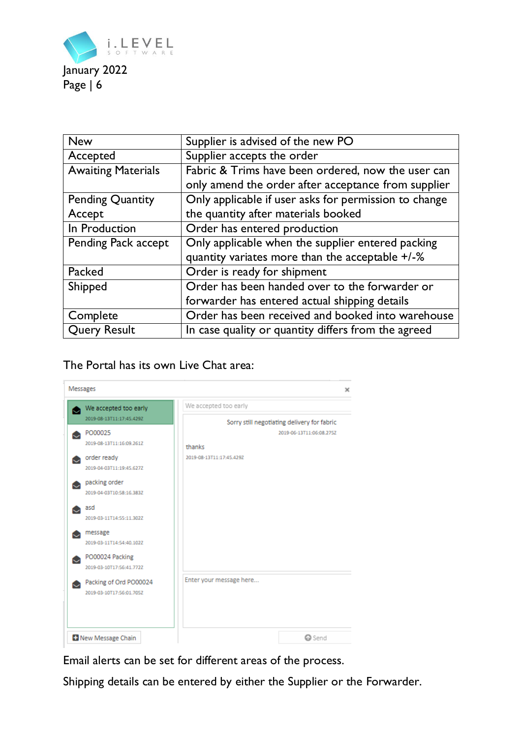| New | Supplier is advised of the new PO |
|---|---|
| Accepted | Supplier accepts the order |
| Awaiting Materials | Fabric & Trims have been ordered, now the user can only amend the order after acceptance from supplier |
| Pending Quantity Accept | Only applicable if user asks for permission to change the quantity after materials booked |
| In Production | Order has entered production |
| Pending Pack accept | Only applicable when the supplier entered packing quantity variates more than the acceptable +/-% |
| Packed | Order is ready for shipment |
| Shipped | Order has been handed over to the forwarder or forwarder has entered actual shipping details |
| Complete | Order has been received and booked into warehouse |
| Query Result | In case quality or quantity differs from the agreed |

The Portal has its own Live Chat area:

Messages

- We accepted too early 2019-08-13T11:17:45.429Z
- PO00025 2019-08-13T11:16:09.261Z
- order ready 2019-04-03T11:19:45.627Z
- packing order 2019-04-03T10:58:16.383Z
- asd 2019-03-11T14:55:11.302Z
- message 2019-03-11T14:54:40.102Z
- PO00024 Packing 2019-03-10T17:56:41.772Z
- Packing of Ord PO00024 2019-03-10T17:56:01.705Z

We accepted too early

Sorry still negotiating delivery for fabric 2019-06-13T11:06:08.275Z

thanks 2019-08-13T11:17:45.429Z

Enter your message here...

New Message Chain

Send

Email alerts can be set for different areas of the process.

Shipping details can be entered by either the Supplier or the Forwarder.